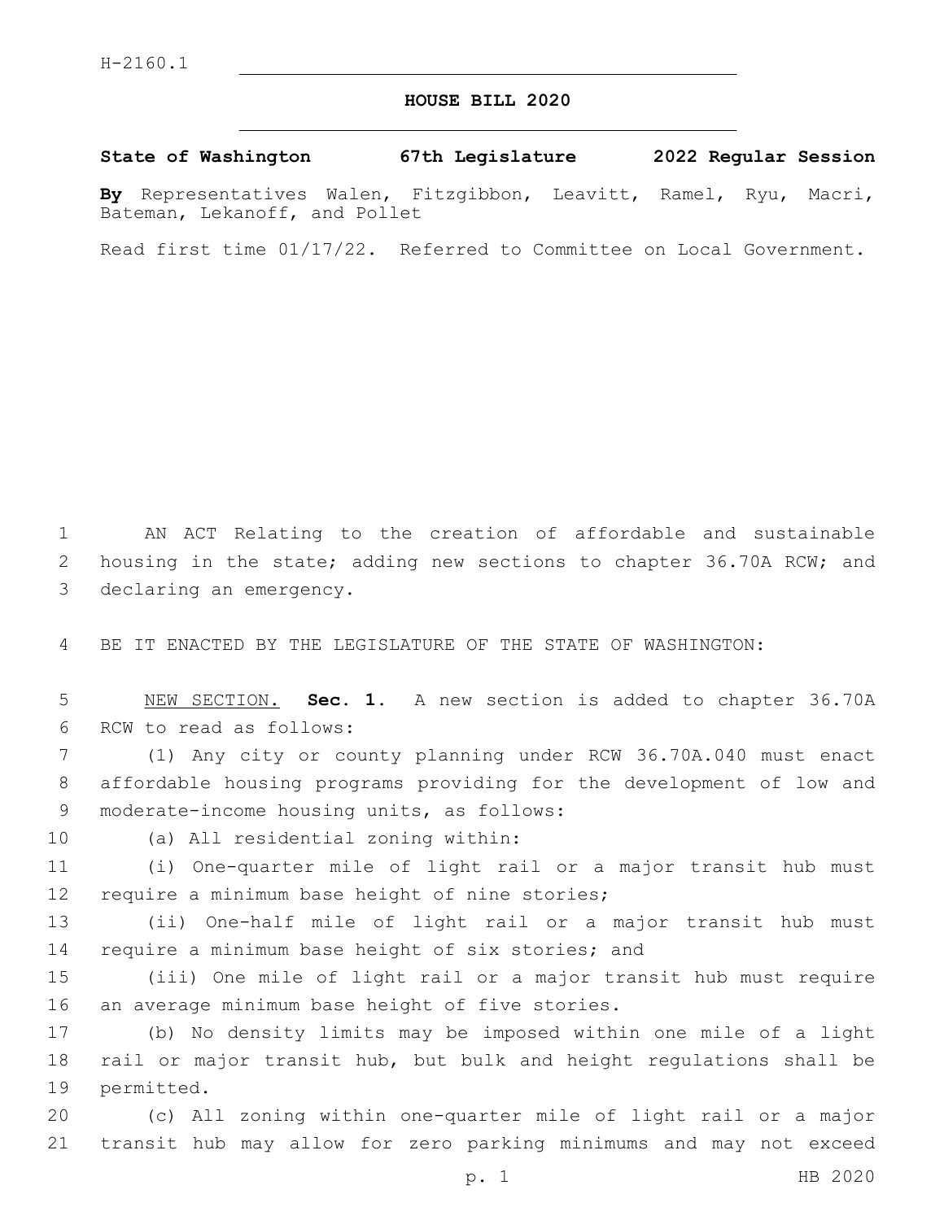H-2160.1

# HOUSE BILL 2020

**State of Washington 67th Legislature 2022 Regular Session**

**By** Representatives Walen, Fitzgibbon, Leavitt, Ramel, Ryu, Macri, Bateman, Lekanoff, and Pollet

Read first time 01/17/22. Referred to Committee on Local Government.

AN ACT Relating to the creation of affordable and sustainable housing in the state; adding new sections to chapter 36.70A RCW; and declaring an emergency.

BE IT ENACTED BY THE LEGISLATURE OF THE STATE OF WASHINGTON:

NEW SECTION. **Sec. 1.** A new section is added to chapter 36.70A RCW to read as follows:

(1) Any city or county planning under RCW 36.70A.040 must enact affordable housing programs providing for the development of low and moderate-income housing units, as follows:

(a) All residential zoning within:

(i) One-quarter mile of light rail or a major transit hub must require a minimum base height of nine stories;

(ii) One-half mile of light rail or a major transit hub must require a minimum base height of six stories; and

(iii) One mile of light rail or a major transit hub must require an average minimum base height of five stories.

(b) No density limits may be imposed within one mile of a light rail or major transit hub, but bulk and height regulations shall be permitted.

(c) All zoning within one-quarter mile of light rail or a major transit hub may allow for zero parking minimums and may not exceed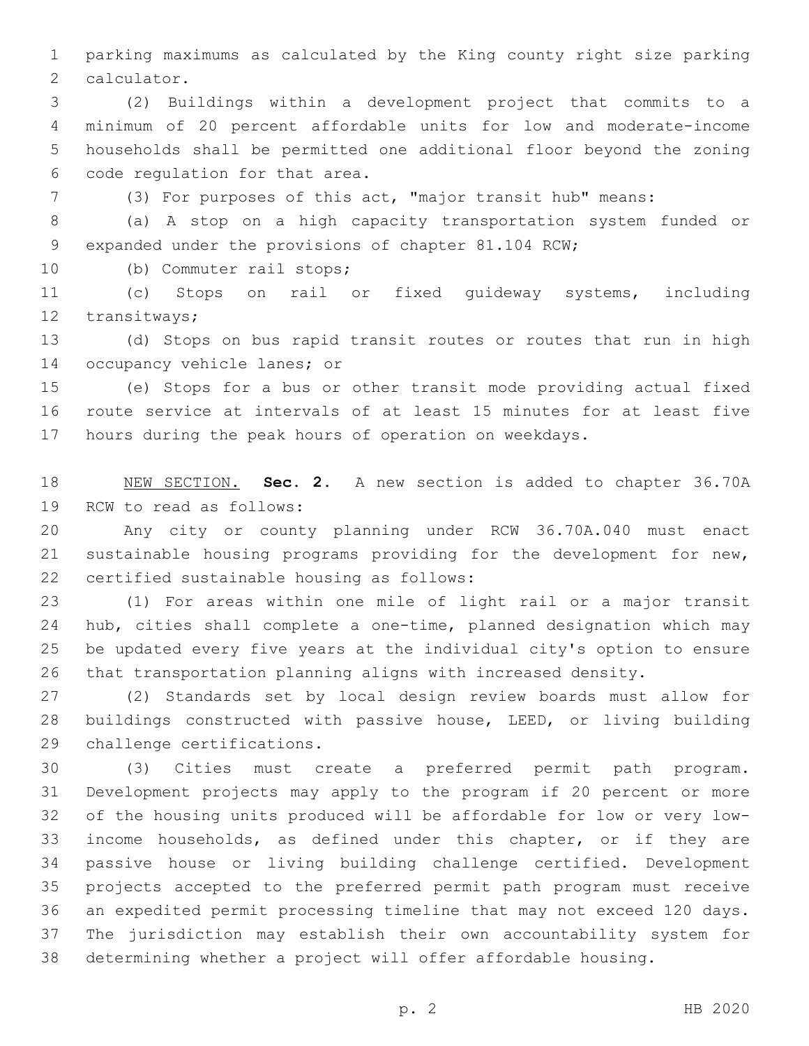parking maximums as calculated by the King county right size parking calculator.

(2) Buildings within a development project that commits to a minimum of 20 percent affordable units for low and moderate-income households shall be permitted one additional floor beyond the zoning code regulation for that area.

(3) For purposes of this act, "major transit hub" means:

(a) A stop on a high capacity transportation system funded or expanded under the provisions of chapter 81.104 RCW;

(b) Commuter rail stops;

(c) Stops on rail or fixed guideway systems, including transitways;

(d) Stops on bus rapid transit routes or routes that run in high occupancy vehicle lanes; or

(e) Stops for a bus or other transit mode providing actual fixed route service at intervals of at least 15 minutes for at least five hours during the peak hours of operation on weekdays.

NEW SECTION. **Sec. 2.** A new section is added to chapter 36.70A RCW to read as follows:

Any city or county planning under RCW 36.70A.040 must enact sustainable housing programs providing for the development for new, certified sustainable housing as follows:

(1) For areas within one mile of light rail or a major transit hub, cities shall complete a one-time, planned designation which may be updated every five years at the individual city's option to ensure that transportation planning aligns with increased density.

(2) Standards set by local design review boards must allow for buildings constructed with passive house, LEED, or living building challenge certifications.

(3) Cities must create a preferred permit path program. Development projects may apply to the program if 20 percent or more of the housing units produced will be affordable for low or very low-income households, as defined under this chapter, or if they are passive house or living building challenge certified. Development projects accepted to the preferred permit path program must receive an expedited permit processing timeline that may not exceed 120 days. The jurisdiction may establish their own accountability system for determining whether a project will offer affordable housing.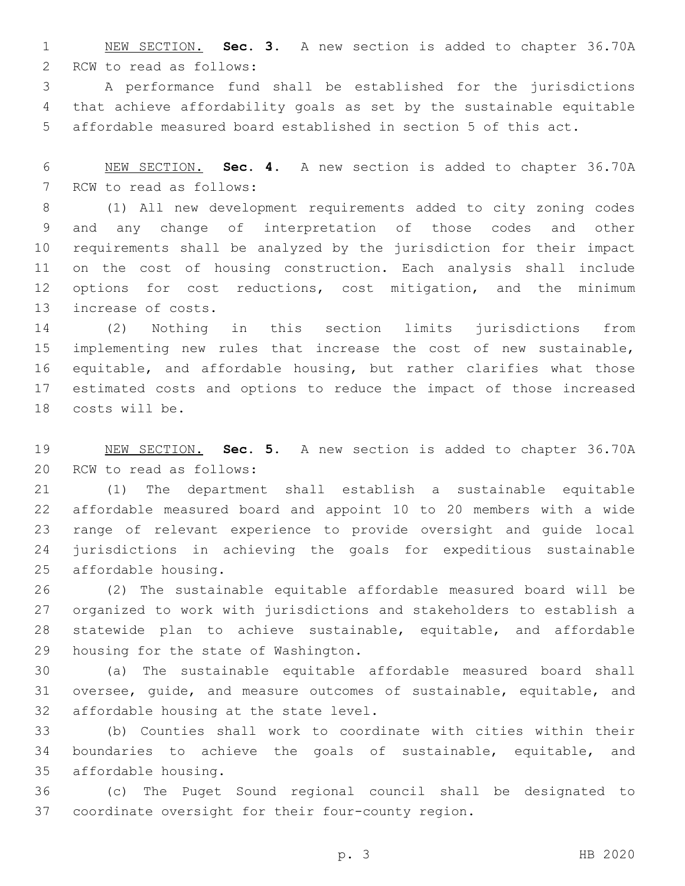NEW SECTION. **Sec. 3.** A new section is added to chapter 36.70A RCW to read as follows:

A performance fund shall be established for the jurisdictions that achieve affordability goals as set by the sustainable equitable affordable measured board established in section 5 of this act.

NEW SECTION. **Sec. 4.** A new section is added to chapter 36.70A RCW to read as follows:

(1) All new development requirements added to city zoning codes and any change of interpretation of those codes and other requirements shall be analyzed by the jurisdiction for their impact on the cost of housing construction. Each analysis shall include options for cost reductions, cost mitigation, and the minimum increase of costs.

(2) Nothing in this section limits jurisdictions from implementing new rules that increase the cost of new sustainable, equitable, and affordable housing, but rather clarifies what those estimated costs and options to reduce the impact of those increased costs will be.

NEW SECTION. **Sec. 5.** A new section is added to chapter 36.70A RCW to read as follows:

(1) The department shall establish a sustainable equitable affordable measured board and appoint 10 to 20 members with a wide range of relevant experience to provide oversight and guide local jurisdictions in achieving the goals for expeditious sustainable affordable housing.

(2) The sustainable equitable affordable measured board will be organized to work with jurisdictions and stakeholders to establish a statewide plan to achieve sustainable, equitable, and affordable housing for the state of Washington.

(a) The sustainable equitable affordable measured board shall oversee, guide, and measure outcomes of sustainable, equitable, and affordable housing at the state level.

(b) Counties shall work to coordinate with cities within their boundaries to achieve the goals of sustainable, equitable, and affordable housing.

(c) The Puget Sound regional council shall be designated to coordinate oversight for their four-county region.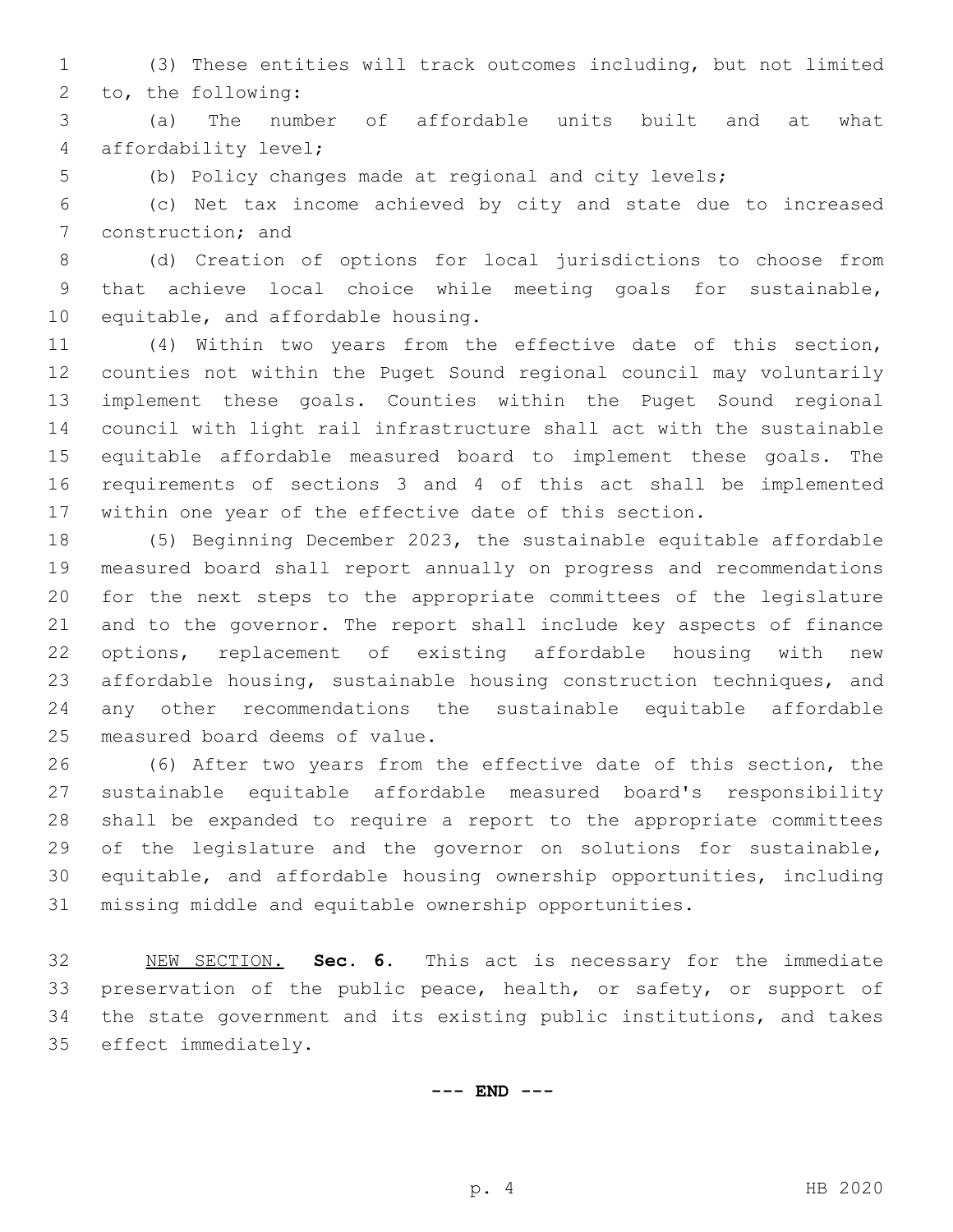(3) These entities will track outcomes including, but not limited to, the following:

(a) The number of affordable units built and at what affordability level;

(b) Policy changes made at regional and city levels;

(c) Net tax income achieved by city and state due to increased construction; and

(d) Creation of options for local jurisdictions to choose from that achieve local choice while meeting goals for sustainable, equitable, and affordable housing.

(4) Within two years from the effective date of this section, counties not within the Puget Sound regional council may voluntarily implement these goals. Counties within the Puget Sound regional council with light rail infrastructure shall act with the sustainable equitable affordable measured board to implement these goals. The requirements of sections 3 and 4 of this act shall be implemented within one year of the effective date of this section.

(5) Beginning December 2023, the sustainable equitable affordable measured board shall report annually on progress and recommendations for the next steps to the appropriate committees of the legislature and to the governor. The report shall include key aspects of finance options, replacement of existing affordable housing with new affordable housing, sustainable housing construction techniques, and any other recommendations the sustainable equitable affordable measured board deems of value.

(6) After two years from the effective date of this section, the sustainable equitable affordable measured board's responsibility shall be expanded to require a report to the appropriate committees of the legislature and the governor on solutions for sustainable, equitable, and affordable housing ownership opportunities, including missing middle and equitable ownership opportunities.

NEW SECTION. **Sec. 6.** This act is necessary for the immediate preservation of the public peace, health, or safety, or support of the state government and its existing public institutions, and takes effect immediately.

**--- END ---**